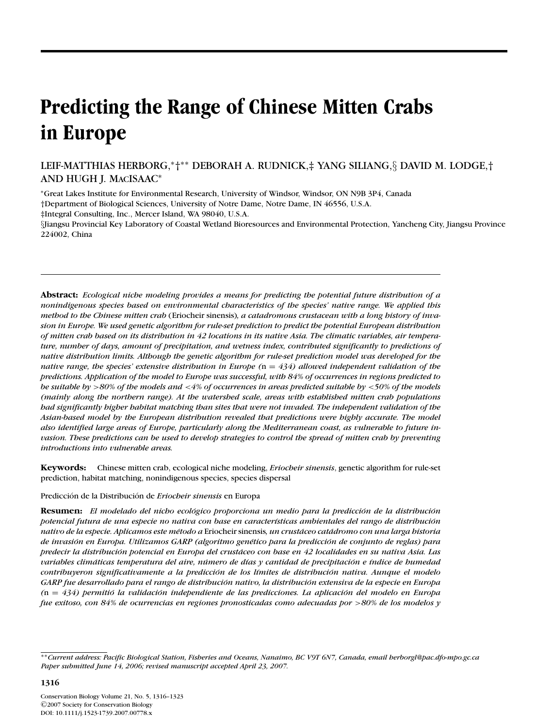# Predicting the Range of Chinese Mitten Crabs in Europe

LEIF-MATTHIAS HERBORG,*†** DEBORAH A. RUDNICK,‡ YANG SILIANG,§ DAVID M. LODGE,† AND HUGH J. MACISAAC*

*Great Lakes Institute for Environmental Research, University of Windsor, Windsor, ON N9B 3P4, Canada

†Department of Biological Sciences, University of Notre Dame, Notre Dame, IN 46556, U.S.A.

‡Integral Consulting, Inc., Mercer Island, WA 98040, U.S.A.

§Jiangsu Provincial Key Laboratory of Coastal Wetland Bioresources and Environmental Protection, Yancheng City, Jiangsu Province 224002, China

---

**Abstract:** *Ecological niche modeling provides a means for predicting the potential future distribution of a nonindigenous species based on environmental characteristics of the species' native range. We applied this method to the Chinese mitten crab* (Eriocheir sinensis)*, a catadromous crustacean with a long history of invasion in Europe. We used genetic algorithm for rule-set prediction to predict the potential European distribution of mitten crab based on its distribution in 42 locations in its native Asia. The climatic variables, air temperature, number of days, amount of precipitation, and wetness index, contributed significantly to predictions of native distribution limits. Although the genetic algorithm for rule-set prediction model was developed for the native range, the species' extensive distribution in Europe (*n = 434*) allowed independent validation of the predictions. Application of the model to Europe was successful, with 84% of occurrences in regions predicted to be suitable by >80% of the models and <4% of occurrences in areas predicted suitable by <50% of the models (mainly along the northern range). At the watershed scale, areas with established mitten crab populations had significantly higher habitat matching than sites that were not invaded. The independent validation of the Asian-based model by the European distribution revealed that predictions were highly accurate. The model also identified large areas of Europe, particularly along the Mediterranean coast, as vulnerable to future invasion. These predictions can be used to develop strategies to control the spread of mitten crab by preventing introductions into vulnerable areas.*

**Keywords:** Chinese mitten crab, ecological niche modeling, *Eriocheir sinensis*, genetic algorithm for rule-set prediction, habitat matching, nonindigenous species, species dispersal

Predicción de la Distribución de *Eriocheir sinensis* en Europa

**Resumen:** *El modelado del nicho ecológico proporciona un medio para la predicción de la distribución potencial futura de una especie no nativa con base en características ambientales del rango de distribución nativo de la especie. Aplicamos este método a* Eriocheir sinensis*, un crustáceo catádromo con una larga historia de invasión en Europa. Utilizamos GARP (algoritmo genético para la predicción de conjunto de reglas) para predecir la distribución potencial en Europa del crustáceo con base en 42 localidades en su nativa Asia. Las variables climáticas temperatura del aire, número de días y cantidad de precipitación e índice de humedad contribuyeron significativamente a la predicción de los límites de distribución nativa. Aunque el modelo GARP fue desarrollado para el rango de distribución nativo, la distribución extensiva de la especie en Europa (*n = 434*) permitió la validación independiente de las predicciones. La aplicación del modelo en Europa fue exitoso, con 84% de ocurrencias en regiones pronosticadas como adecuadas por >80% de los modelos y*

---

***Current address: Pacific Biological Station, Fisheries and Oceans, Nanaimo, BC V9T 6N7, Canada, email herborgl@pac.dfo-mpo.gc.ca*
*Paper submitted June 14, 2006; revised manuscript accepted April 23, 2007.*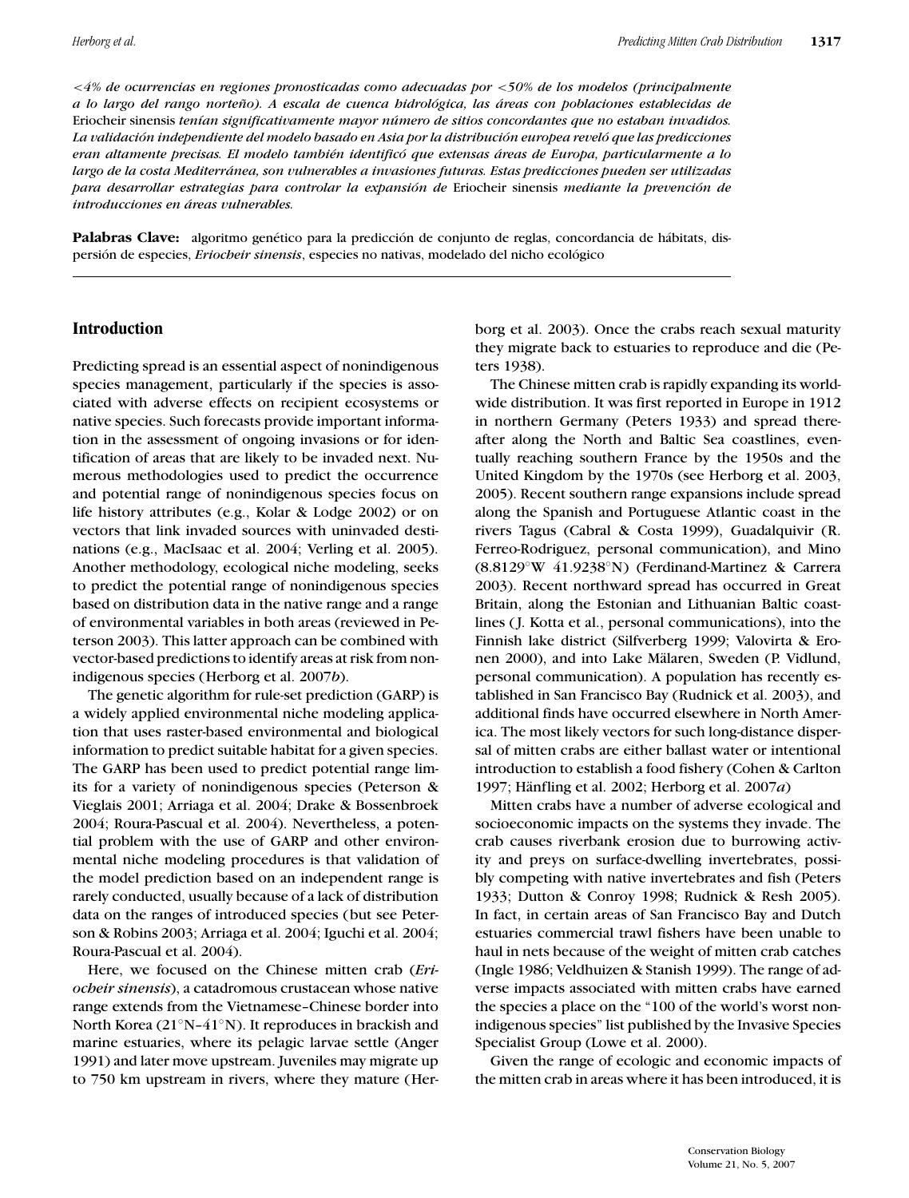*<4% de ocurrencias en regiones pronosticadas como adecuadas por <50% de los modelos (principalmente a lo largo del rango norteño). A escala de cuenca hidrológica, las áreas con poblaciones establecidas de* Eriocheir sinensis *tenían significativamente mayor número de sitios concordantes que no estaban invadidos. La validación independiente del modelo basado en Asia por la distribución europea reveló que las predicciones eran altamente precisas. El modelo también identificó que extensas áreas de Europa, particularmente a lo largo de la costa Mediterránea, son vulnerables a invasiones futuras. Estas predicciones pueden ser utilizadas para desarrollar estrategias para controlar la expansión de* Eriocheir sinensis *mediante la prevención de introducciones en áreas vulnerables.*

**Palabras Clave:** algoritmo genético para la predicción de conjunto de reglas, concordancia de hábitats, dispersión de especies, *Eriocheir sinensis*, especies no nativas, modelado del nicho ecológico

## Introduction

Predicting spread is an essential aspect of nonindigenous species management, particularly if the species is associated with adverse effects on recipient ecosystems or native species. Such forecasts provide important information in the assessment of ongoing invasions or for identification of areas that are likely to be invaded next. Numerous methodologies used to predict the occurrence and potential range of nonindigenous species focus on life history attributes (e.g., Kolar & Lodge 2002) or on vectors that link invaded sources with uninvaded destinations (e.g., MacIsaac et al. 2004; Verling et al. 2005). Another methodology, ecological niche modeling, seeks to predict the potential range of nonindigenous species based on distribution data in the native range and a range of environmental variables in both areas (reviewed in Peterson 2003). This latter approach can be combined with vector-based predictions to identify areas at risk from nonindigenous species (Herborg et al. 2007*b*).

The genetic algorithm for rule-set prediction (GARP) is a widely applied environmental niche modeling application that uses raster-based environmental and biological information to predict suitable habitat for a given species. The GARP has been used to predict potential range limits for a variety of nonindigenous species (Peterson & Vieglais 2001; Arriaga et al. 2004; Drake & Bossenbroek 2004; Roura-Pascual et al. 2004). Nevertheless, a potential problem with the use of GARP and other environmental niche modeling procedures is that validation of the model prediction based on an independent range is rarely conducted, usually because of a lack of distribution data on the ranges of introduced species (but see Peterson & Robins 2003; Arriaga et al. 2004; Iguchi et al. 2004; Roura-Pascual et al. 2004).

Here, we focused on the Chinese mitten crab (*Eriocheir sinensis*), a catadromous crustacean whose native range extends from the Vietnamese–Chinese border into North Korea (21°N–41°N). It reproduces in brackish and marine estuaries, where its pelagic larvae settle (Anger 1991) and later move upstream. Juveniles may migrate up to 750 km upstream in rivers, where they mature (Herborg et al. 2003). Once the crabs reach sexual maturity they migrate back to estuaries to reproduce and die (Peters 1938).

The Chinese mitten crab is rapidly expanding its worldwide distribution. It was first reported in Europe in 1912 in northern Germany (Peters 1933) and spread thereafter along the North and Baltic Sea coastlines, eventually reaching southern France by the 1950s and the United Kingdom by the 1970s (see Herborg et al. 2003, 2005). Recent southern range expansions include spread along the Spanish and Portuguese Atlantic coast in the rivers Tagus (Cabral & Costa 1999), Guadalquivir (R. Ferreo-Rodriguez, personal communication), and Mino (8.8129°W 41.9238°N) (Ferdinand-Martinez & Carrera 2003). Recent northward spread has occurred in Great Britain, along the Estonian and Lithuanian Baltic coastlines (J. Kotta et al., personal communications), into the Finnish lake district (Silfverberg 1999; Valovirta & Eronen 2000), and into Lake Mälaren, Sweden (P. Vidlund, personal communication). A population has recently established in San Francisco Bay (Rudnick et al. 2003), and additional finds have occurred elsewhere in North America. The most likely vectors for such long-distance dispersal of mitten crabs are either ballast water or intentional introduction to establish a food fishery (Cohen & Carlton 1997; Hänfling et al. 2002; Herborg et al. 2007*a*)

Mitten crabs have a number of adverse ecological and socioeconomic impacts on the systems they invade. The crab causes riverbank erosion due to burrowing activity and preys on surface-dwelling invertebrates, possibly competing with native invertebrates and fish (Peters 1933; Dutton & Conroy 1998; Rudnick & Resh 2005). In fact, in certain areas of San Francisco Bay and Dutch estuaries commercial trawl fishers have been unable to haul in nets because of the weight of mitten crab catches (Ingle 1986; Veldhuizen & Stanish 1999). The range of adverse impacts associated with mitten crabs have earned the species a place on the "100 of the world's worst nonindigenous species" list published by the Invasive Species Specialist Group (Lowe et al. 2000).

Given the range of ecologic and economic impacts of the mitten crab in areas where it has been introduced, it is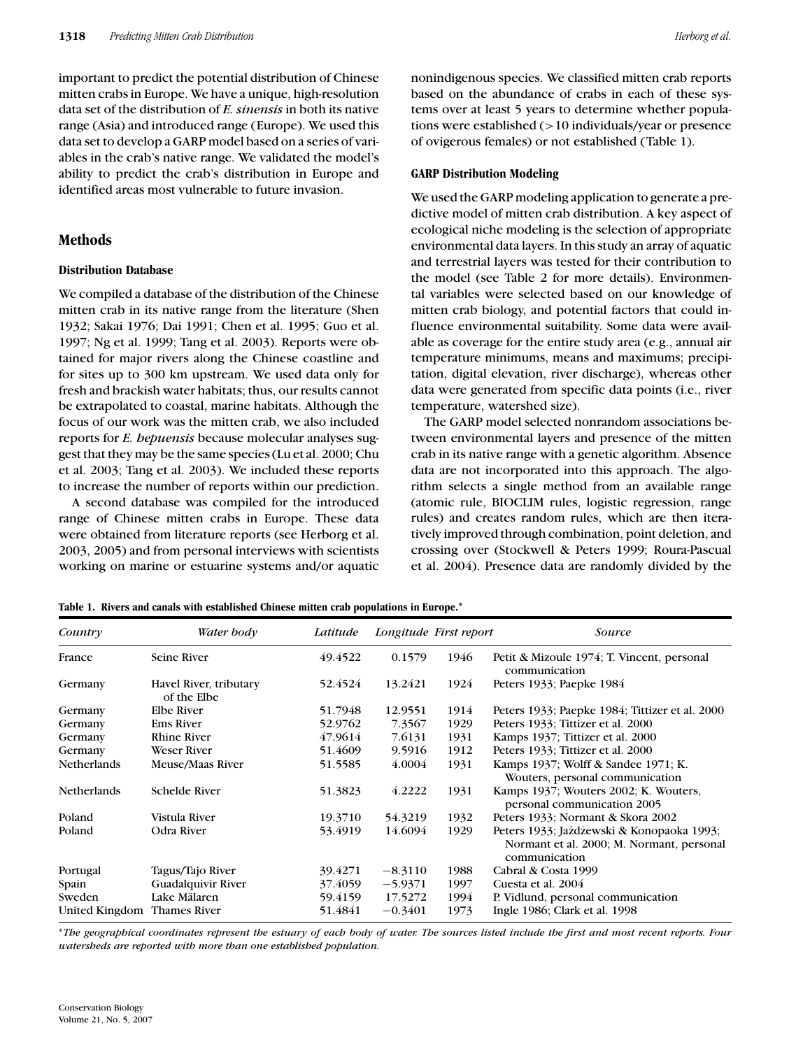important to predict the potential distribution of Chinese mitten crabs in Europe. We have a unique, high-resolution data set of the distribution of *E. sinensis* in both its native range (Asia) and introduced range (Europe). We used this data set to develop a GARP model based on a series of variables in the crab's native range. We validated the model's ability to predict the crab's distribution in Europe and identified areas most vulnerable to future invasion.

## Methods

### Distribution Database

We compiled a database of the distribution of the Chinese mitten crab in its native range from the literature (Shen 1932; Sakai 1976; Dai 1991; Chen et al. 1995; Guo et al. 1997; Ng et al. 1999; Tang et al. 2003). Reports were obtained for major rivers along the Chinese coastline and for sites up to 300 km upstream. We used data only for fresh and brackish water habitats; thus, our results cannot be extrapolated to coastal, marine habitats. Although the focus of our work was the mitten crab, we also included reports for *E. hepuensis* because molecular analyses suggest that they may be the same species (Lu et al. 2000; Chu et al. 2003; Tang et al. 2003). We included these reports to increase the number of reports within our prediction.

A second database was compiled for the introduced range of Chinese mitten crabs in Europe. These data were obtained from literature reports (see Herborg et al. 2003, 2005) and from personal interviews with scientists working on marine or estuarine systems and/or aquatic nonindigenous species. We classified mitten crab reports based on the abundance of crabs in each of these systems over at least 5 years to determine whether populations were established (>10 individuals/year or presence of ovigerous females) or not established (Table 1).

### GARP Distribution Modeling

We used the GARP modeling application to generate a predictive model of mitten crab distribution. A key aspect of ecological niche modeling is the selection of appropriate environmental data layers. In this study an array of aquatic and terrestrial layers was tested for their contribution to the model (see Table 2 for more details). Environmental variables were selected based on our knowledge of mitten crab biology, and potential factors that could influence environmental suitability. Some data were available as coverage for the entire study area (e.g., annual air temperature minimums, means and maximums; precipitation, digital elevation, river discharge), whereas other data were generated from specific data points (i.e., river temperature, watershed size).

The GARP model selected nonrandom associations between environmental layers and presence of the mitten crab in its native range with a genetic algorithm. Absence data are not incorporated into this approach. The algorithm selects a single method from an available range (atomic rule, BIOCLIM rules, logistic regression, range rules) and creates random rules, which are then iteratively improved through combination, point deletion, and crossing over (Stockwell & Peters 1999; Roura-Pascual et al. 2004). Presence data are randomly divided by the

**Table 1. Rivers and canals with established Chinese mitten crab populations in Europe.***

| Country | Water body | Latitude | Longitude | First report | Source |
|---|---|---|---|---|---|
| France | Seine River | 49.4522 | 0.1579 | 1946 | Petit & Mizoule 1974; T. Vincent, personal communication |
| Germany | Havel River, tributary of the Elbe | 52.4524 | 13.2421 | 1924 | Peters 1933; Paepke 1984 |
| Germany | Elbe River | 51.7948 | 12.9551 | 1914 | Peters 1933; Paepke 1984; Tittizer et al. 2000 |
| Germany | Ems River | 52.9762 | 7.3567 | 1929 | Peters 1933; Tittizer et al. 2000 |
| Germany | Rhine River | 47.9614 | 7.6131 | 1931 | Kamps 1937; Tittizer et al. 2000 |
| Germany | Weser River | 51.4609 | 9.5916 | 1912 | Peters 1933; Tittizer et al. 2000 |
| Netherlands | Meuse/Maas River | 51.5585 | 4.0004 | 1931 | Kamps 1937; Wolff & Sandee 1971; K. Wouters, personal communication |
| Netherlands | Schelde River | 51.3823 | 4.2222 | 1931 | Kamps 1937; Wouters 2002; K. Wouters, personal communication 2005 |
| Poland | Vistula River | 19.3710 | 54.3219 | 1932 | Peters 1933; Normant & Skora 2002 |
| Poland | Odra River | 53.4919 | 14.6094 | 1929 | Peters 1933; Jażdżewski & Konopaoka 1993; Normant et al. 2000; M. Normant, personal communication |
| Portugal | Tagus/Tajo River | 39.4271 | −8.3110 | 1988 | Cabral & Costa 1999 |
| Spain | Guadalquivir River | 37.4059 | −5.9371 | 1997 | Cuesta et al. 2004 |
| Sweden | Lake Mälaren | 59.4159 | 17.5272 | 1994 | P. Vidlund, personal communication |
| United Kingdom | Thames River | 51.4841 | −0.3401 | 1973 | Ingle 1986; Clark et al. 1998 |

**The geographical coordinates represent the estuary of each body of water. The sources listed include the first and most recent reports. Four watersheds are reported with more than one established population.*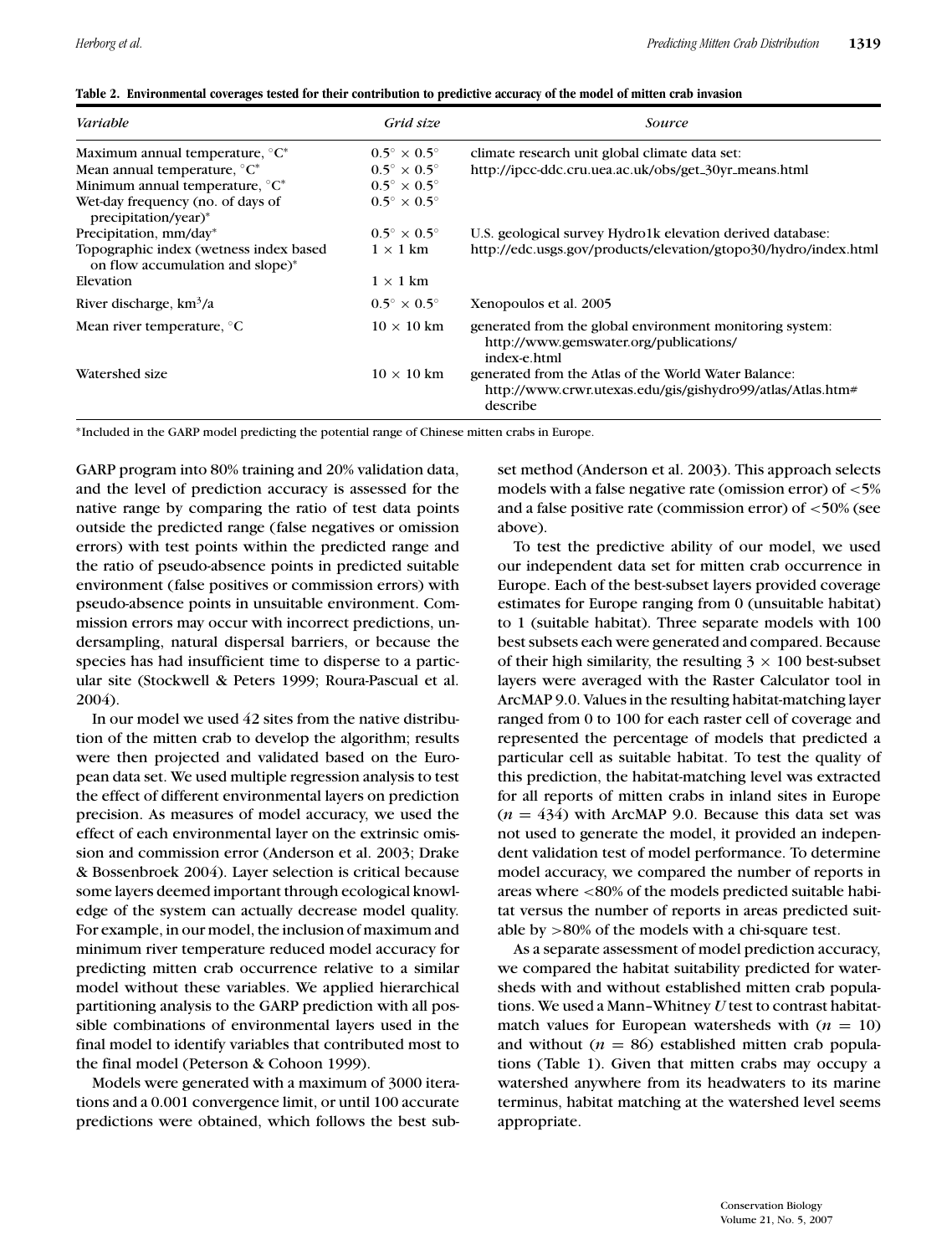**Table 2. Environmental coverages tested for their contribution to predictive accuracy of the model of mitten crab invasion**

| *Variable* | *Grid size* | *Source* |
|---|---|---|
| Maximum annual temperature, °C* | $0.5° \times 0.5°$ | climate research unit global climate data set: |
| Mean annual temperature, °C* | $0.5° \times 0.5°$ | http://ipcc-ddc.cru.uea.ac.uk/obs/get_30yr_means.html |
| Minimum annual temperature, °C* | $0.5° \times 0.5°$ | |
| Wet-day frequency (no. of days of precipitation/year)* | $0.5° \times 0.5°$ | |
| Precipitation, mm/day* | $0.5° \times 0.5°$ | U.S. geological survey Hydro1k elevation derived database: |
| Topographic index (wetness index based on flow accumulation and slope)* | $1 \times 1$ km | http://edc.usgs.gov/products/elevation/gtopo30/hydro/index.html |
| Elevation | $1 \times 1$ km | |
| River discharge, km$^3$/a | $0.5° \times 0.5°$ | Xenopoulos et al. 2005 |
| Mean river temperature, °C | $10 \times 10$ km | generated from the global environment monitoring system: http://www.gemswater.org/publications/index-e.html |
| Watershed size | $10 \times 10$ km | generated from the Atlas of the World Water Balance: http://www.crwr.utexas.edu/gis/gishydro99/atlas/Atlas.htm#describe |

*Included in the GARP model predicting the potential range of Chinese mitten crabs in Europe.

GARP program into 80% training and 20% validation data, and the level of prediction accuracy is assessed for the native range by comparing the ratio of test data points outside the predicted range (false negatives or omission errors) with test points within the predicted range and the ratio of pseudo-absence points in predicted suitable environment (false positives or commission errors) with pseudo-absence points in unsuitable environment. Commission errors may occur with incorrect predictions, undersampling, natural dispersal barriers, or because the species has had insufficient time to disperse to a particular site (Stockwell & Peters 1999; Roura-Pascual et al. 2004).

In our model we used 42 sites from the native distribution of the mitten crab to develop the algorithm; results were then projected and validated based on the European data set. We used multiple regression analysis to test the effect of different environmental layers on prediction precision. As measures of model accuracy, we used the effect of each environmental layer on the extrinsic omission and commission error (Anderson et al. 2003; Drake & Bossenbroek 2004). Layer selection is critical because some layers deemed important through ecological knowledge of the system can actually decrease model quality. For example, in our model, the inclusion of maximum and minimum river temperature reduced model accuracy for predicting mitten crab occurrence relative to a similar model without these variables. We applied hierarchical partitioning analysis to the GARP prediction with all possible combinations of environmental layers used in the final model to identify variables that contributed most to the final model (Peterson & Cohoon 1999).

Models were generated with a maximum of 3000 iterations and a 0.001 convergence limit, or until 100 accurate predictions were obtained, which follows the best subset method (Anderson et al. 2003). This approach selects models with a false negative rate (omission error) of <5% and a false positive rate (commission error) of <50% (see above).

To test the predictive ability of our model, we used our independent data set for mitten crab occurrence in Europe. Each of the best-subset layers provided coverage estimates for Europe ranging from 0 (unsuitable habitat) to 1 (suitable habitat). Three separate models with 100 best subsets each were generated and compared. Because of their high similarity, the resulting $3 \times 100$ best-subset layers were averaged with the Raster Calculator tool in ArcMAP 9.0. Values in the resulting habitat-matching layer ranged from 0 to 100 for each raster cell of coverage and represented the percentage of models that predicted a particular cell as suitable habitat. To test the quality of this prediction, the habitat-matching level was extracted for all reports of mitten crabs in inland sites in Europe ($n = 434$) with ArcMAP 9.0. Because this data set was not used to generate the model, it provided an independent validation test of model performance. To determine model accuracy, we compared the number of reports in areas where <80% of the models predicted suitable habitat versus the number of reports in areas predicted suitable by >80% of the models with a chi-square test.

As a separate assessment of model prediction accuracy, we compared the habitat suitability predicted for watersheds with and without established mitten crab populations. We used a Mann–Whitney *U* test to contrast habitat-match values for European watersheds with ($n = 10$) and without ($n = 86$) established mitten crab populations (Table 1). Given that mitten crabs may occupy a watershed anywhere from its headwaters to its marine terminus, habitat matching at the watershed level seems appropriate.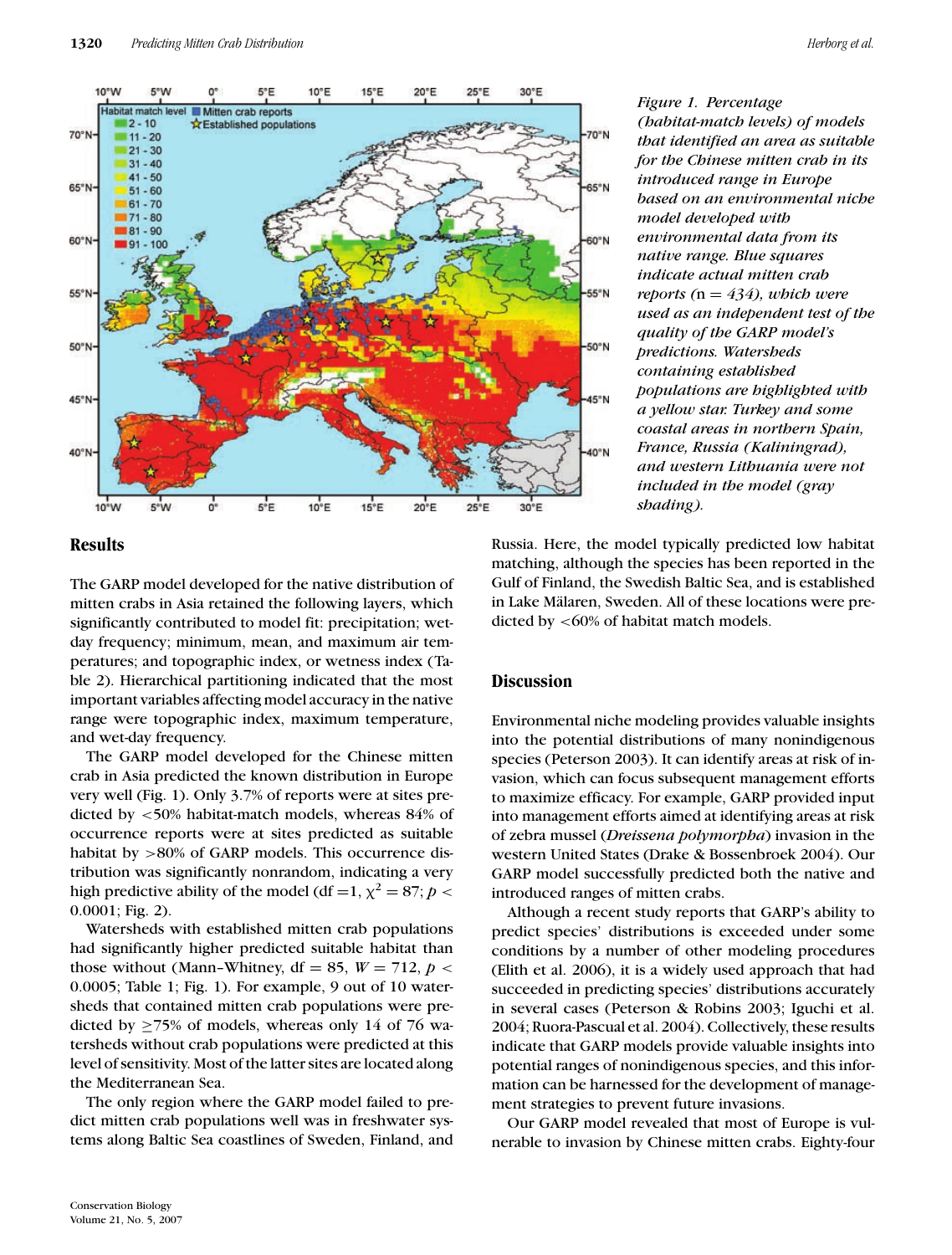*Figure 1. Percentage (habitat-match levels) of models that identified an area as suitable for the Chinese mitten crab in its introduced range in Europe based on an environmental niche model developed with environmental data from its native range. Blue squares indicate actual mitten crab reports (n = 434), which were used as an independent test of the quality of the GARP model's predictions. Watersheds containing established populations are highlighted with a yellow star. Turkey and some coastal areas in northern Spain, France, Russia (Kaliningrad), and western Lithuania were not included in the model (gray shading).*

## Results

The GARP model developed for the native distribution of mitten crabs in Asia retained the following layers, which significantly contributed to model fit: precipitation; wet-day frequency; minimum, mean, and maximum air temperatures; and topographic index, or wetness index (Table 2). Hierarchical partitioning indicated that the most important variables affecting model accuracy in the native range were topographic index, maximum temperature, and wet-day frequency.

The GARP model developed for the Chinese mitten crab in Asia predicted the known distribution in Europe very well (Fig. 1). Only 3.7% of reports were at sites predicted by <50% habitat-match models, whereas 84% of occurrence reports were at sites predicted as suitable habitat by >80% of GARP models. This occurrence distribution was significantly nonrandom, indicating a very high predictive ability of the model (df $=1$, $\chi^2 = 87$; $p < 0.0001$; Fig. 2).

Watersheds with established mitten crab populations had significantly higher predicted suitable habitat than those without (Mann–Whitney, df $= 85$, $W = 712$, $p < 0.0005$; Table 1; Fig. 1). For example, 9 out of 10 watersheds that contained mitten crab populations were predicted by $\geq$75% of models, whereas only 14 of 76 watersheds without crab populations were predicted at this level of sensitivity. Most of the latter sites are located along the Mediterranean Sea.

The only region where the GARP model failed to predict mitten crab populations well was in freshwater systems along Baltic Sea coastlines of Sweden, Finland, and Russia. Here, the model typically predicted low habitat matching, although the species has been reported in the Gulf of Finland, the Swedish Baltic Sea, and is established in Lake Mälaren, Sweden. All of these locations were predicted by <60% of habitat match models.

## Discussion

Environmental niche modeling provides valuable insights into the potential distributions of many nonindigenous species (Peterson 2003). It can identify areas at risk of invasion, which can focus subsequent management efforts to maximize efficacy. For example, GARP provided input into management efforts aimed at identifying areas at risk of zebra mussel (*Dreissena polymorpha*) invasion in the western United States (Drake & Bossenbroek 2004). Our GARP model successfully predicted both the native and introduced ranges of mitten crabs.

Although a recent study reports that GARP's ability to predict species' distributions is exceeded under some conditions by a number of other modeling procedures (Elith et al. 2006), it is a widely used approach that had succeeded in predicting species' distributions accurately in several cases (Peterson & Robins 2003; Iguchi et al. 2004; Ruora-Pascual et al. 2004). Collectively, these results indicate that GARP models provide valuable insights into potential ranges of nonindigenous species, and this information can be harnessed for the development of management strategies to prevent future invasions.

Our GARP model revealed that most of Europe is vulnerable to invasion by Chinese mitten crabs. Eighty-four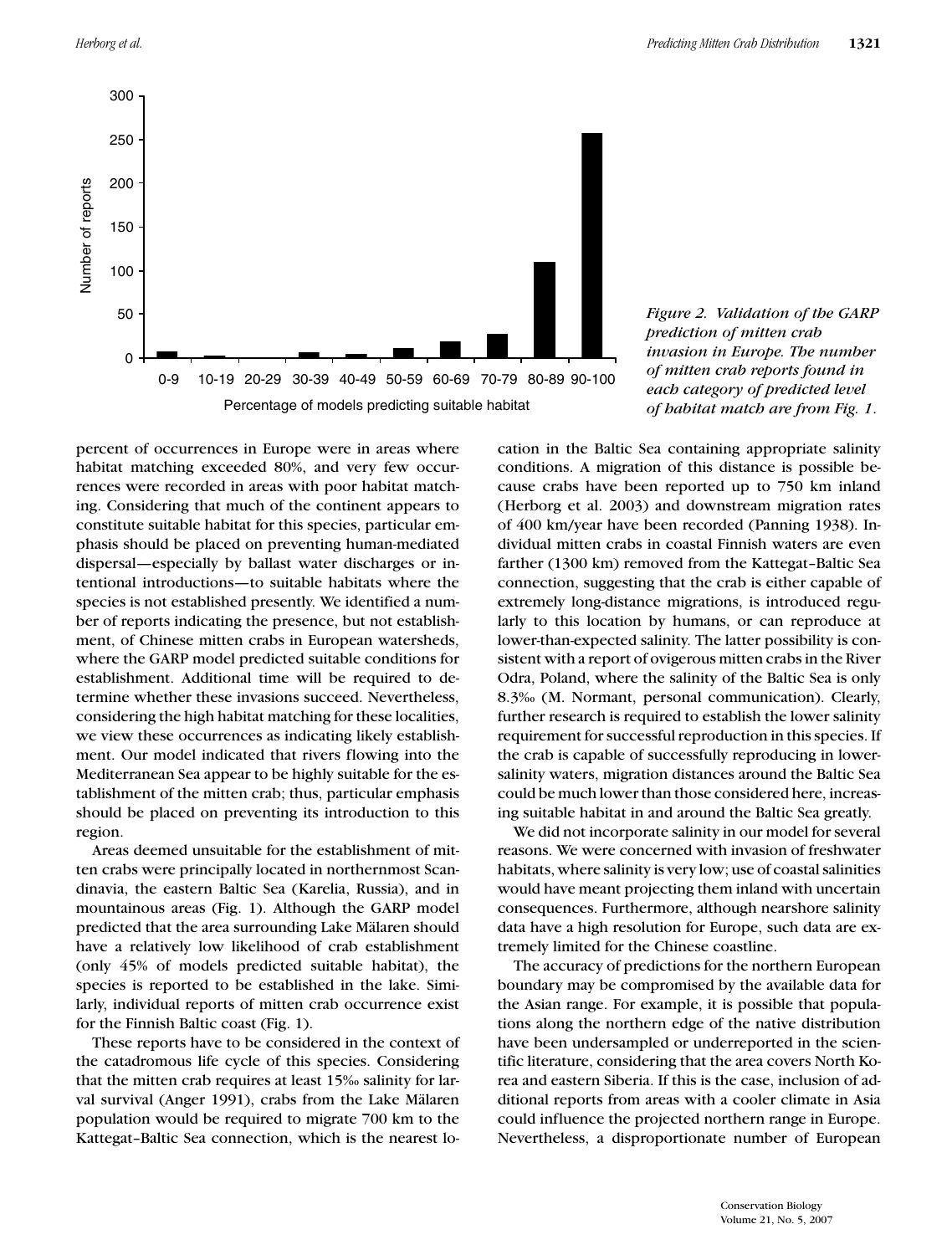*Figure 2. Validation of the GARP prediction of mitten crab invasion in Europe. The number of mitten crab reports found in each category of predicted level of habitat match are from Fig. 1.*

percent of occurrences in Europe were in areas where habitat matching exceeded 80%, and very few occurrences were recorded in areas with poor habitat matching. Considering that much of the continent appears to constitute suitable habitat for this species, particular emphasis should be placed on preventing human-mediated dispersal—especially by ballast water discharges or intentional introductions—to suitable habitats where the species is not established presently. We identified a number of reports indicating the presence, but not establishment, of Chinese mitten crabs in European watersheds, where the GARP model predicted suitable conditions for establishment. Additional time will be required to determine whether these invasions succeed. Nevertheless, considering the high habitat matching for these localities, we view these occurrences as indicating likely establishment. Our model indicated that rivers flowing into the Mediterranean Sea appear to be highly suitable for the establishment of the mitten crab; thus, particular emphasis should be placed on preventing its introduction to this region.

Areas deemed unsuitable for the establishment of mitten crabs were principally located in northernmost Scandinavia, the eastern Baltic Sea (Karelia, Russia), and in mountainous areas (Fig. 1). Although the GARP model predicted that the area surrounding Lake Mälaren should have a relatively low likelihood of crab establishment (only 45% of models predicted suitable habitat), the species is reported to be established in the lake. Similarly, individual reports of mitten crab occurrence exist for the Finnish Baltic coast (Fig. 1).

These reports have to be considered in the context of the catadromous life cycle of this species. Considering that the mitten crab requires at least 15‰ salinity for larval survival (Anger 1991), crabs from the Lake Mälaren population would be required to migrate 700 km to the Kattegat–Baltic Sea connection, which is the nearest location in the Baltic Sea containing appropriate salinity conditions. A migration of this distance is possible because crabs have been reported up to 750 km inland (Herborg et al. 2003) and downstream migration rates of 400 km/year have been recorded (Panning 1938). Individual mitten crabs in coastal Finnish waters are even farther (1300 km) removed from the Kattegat–Baltic Sea connection, suggesting that the crab is either capable of extremely long-distance migrations, is introduced regularly to this location by humans, or can reproduce at lower-than-expected salinity. The latter possibility is consistent with a report of ovigerous mitten crabs in the River Odra, Poland, where the salinity of the Baltic Sea is only 8.3‰ (M. Normant, personal communication). Clearly, further research is required to establish the lower salinity requirement for successful reproduction in this species. If the crab is capable of successfully reproducing in lower-salinity waters, migration distances around the Baltic Sea could be much lower than those considered here, increasing suitable habitat in and around the Baltic Sea greatly.

We did not incorporate salinity in our model for several reasons. We were concerned with invasion of freshwater habitats, where salinity is very low; use of coastal salinities would have meant projecting them inland with uncertain consequences. Furthermore, although nearshore salinity data have a high resolution for Europe, such data are extremely limited for the Chinese coastline.

The accuracy of predictions for the northern European boundary may be compromised by the available data for the Asian range. For example, it is possible that populations along the northern edge of the native distribution have been undersampled or underreported in the scientific literature, considering that the area covers North Korea and eastern Siberia. If this is the case, inclusion of additional reports from areas with a cooler climate in Asia could influence the projected northern range in Europe. Nevertheless, a disproportionate number of European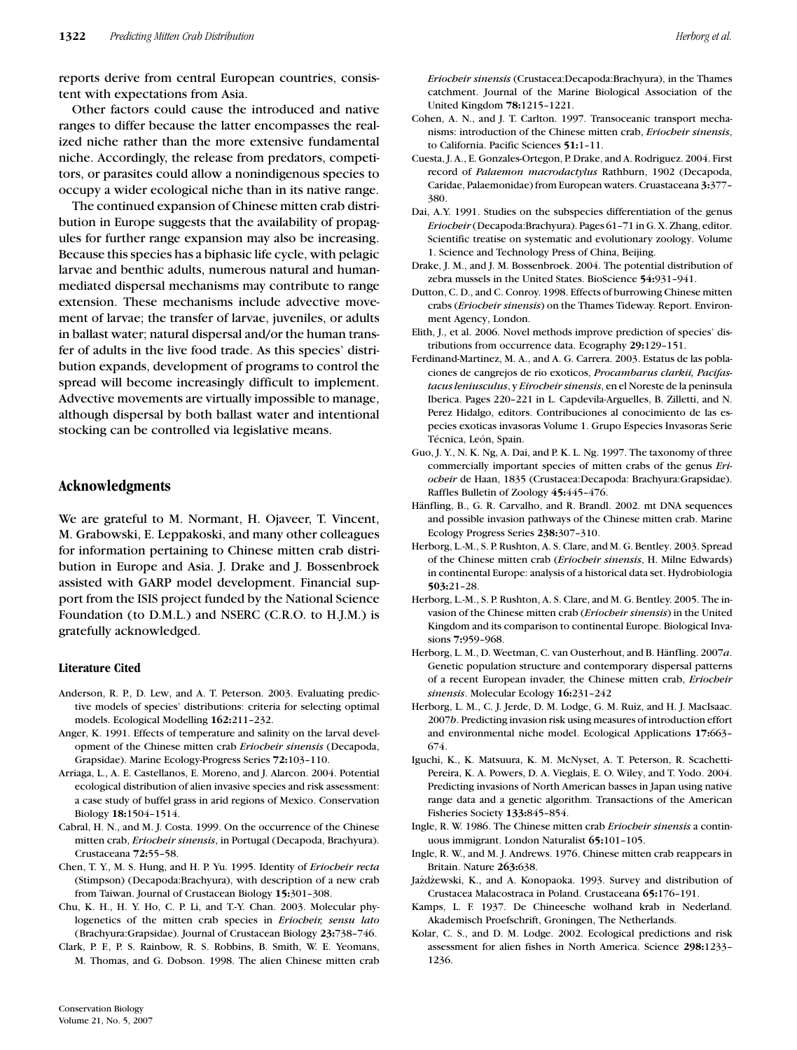reports derive from central European countries, consistent with expectations from Asia.

Other factors could cause the introduced and native ranges to differ because the latter encompasses the realized niche rather than the more extensive fundamental niche. Accordingly, the release from predators, competitors, or parasites could allow a nonindigenous species to occupy a wider ecological niche than in its native range.

The continued expansion of Chinese mitten crab distribution in Europe suggests that the availability of propagules for further range expansion may also be increasing. Because this species has a biphasic life cycle, with pelagic larvae and benthic adults, numerous natural and human-mediated dispersal mechanisms may contribute to range extension. These mechanisms include advective movement of larvae; the transfer of larvae, juveniles, or adults in ballast water; natural dispersal and/or the human transfer of adults in the live food trade. As this species' distribution expands, development of programs to control the spread will become increasingly difficult to implement. Advective movements are virtually impossible to manage, although dispersal by both ballast water and intentional stocking can be controlled via legislative means.

## Acknowledgments

We are grateful to M. Normant, H. Ojaveer, T. Vincent, M. Grabowski, E. Leppakoski, and many other colleagues for information pertaining to Chinese mitten crab distribution in Europe and Asia. J. Drake and J. Bossenbroek assisted with GARP model development. Financial support from the ISIS project funded by the National Science Foundation (to D.M.L.) and NSERC (C.R.O. to H.J.M.) is gratefully acknowledged.

### Literature Cited

Anderson, R. P., D. Lew, and A. T. Peterson. 2003. Evaluating predictive models of species' distributions: criteria for selecting optimal models. Ecological Modelling **162:**211–232.

Anger, K. 1991. Effects of temperature and salinity on the larval development of the Chinese mitten crab *Eriocheir sinensis* (Decapoda, Grapsidae). Marine Ecology-Progress Series **72:**103–110.

Arriaga, L., A. E. Castellanos, E. Moreno, and J. Alarcon. 2004. Potential ecological distribution of alien invasive species and risk assessment: a case study of buffel grass in arid regions of Mexico. Conservation Biology **18:**1504–1514.

Cabral, H. N., and M. J. Costa. 1999. On the occurrence of the Chinese mitten crab, *Eriocheir sinensis*, in Portugal (Decapoda, Brachyura). Crustaceana **72:**55–58.

Chen, T. Y., M. S. Hung, and H. P. Yu. 1995. Identity of *Eriocheir recta* (Stimpson) (Decapoda:Brachyura), with description of a new crab from Taiwan. Journal of Crustacean Biology **15:**301–308.

Chu, K. H., H. Y. Ho, C. P. Li, and T.-Y. Chan. 2003. Molecular phylogenetics of the mitten crab species in *Eriocheir, sensu lato* (Brachyura:Grapsidae). Journal of Crustacean Biology **23:**738–746.

Clark, P. F., P. S. Rainbow, R. S. Robbins, B. Smith, W. E. Yeomans, M. Thomas, and G. Dobson. 1998. The alien Chinese mitten crab *Eriocheir sinensis* (Crustacea:Decapoda:Brachyura), in the Thames catchment. Journal of the Marine Biological Association of the United Kingdom **78:**1215–1221.

Cohen, A. N., and J. T. Carlton. 1997. Transoceanic transport mechanisms: introduction of the Chinese mitten crab, *Eriocheir sinensis*, to California. Pacific Sciences **51:**1–11.

Cuesta, J. A., E. Gonzales-Ortegon, P. Drake, and A. Rodriguez. 2004. First record of *Palaemon macrodactylus* Rathburn, 1902 (Decapoda, Caridae, Palaemonidae) from European waters. Cruastaceana **3:**377–380.

Dai, A.Y. 1991. Studies on the subspecies differentiation of the genus *Eriocheir* (Decapoda:Brachyura). Pages 61–71 in G. X. Zhang, editor. Scientific treatise on systematic and evolutionary zoology. Volume 1. Science and Technology Press of China, Beijing.

Drake, J. M., and J. M. Bossenbroek. 2004. The potential distribution of zebra mussels in the United States. BioScience **54:**931–941.

Dutton, C. D., and C. Conroy. 1998. Effects of burrowing Chinese mitten crabs (*Eriocheir sinensis*) on the Thames Tideway. Report. Environment Agency, London.

Elith, J., et al. 2006. Novel methods improve prediction of species' distributions from occurrence data. Ecography **29:**129–151.

Ferdinand-Martinez, M. A., and A. G. Carrera. 2003. Estatus de las poblaciones de cangrejos de rio exoticos, *Procambarus clarkii, Pacifastacus leniusculus*, y *Eirocheir sinensis*, en el Noreste de la peninsula Iberica. Pages 220–221 in L. Capdevila-Arguelles, B. Zilletti, and N. Perez Hidalgo, editors. Contribuciones al conocimiento de las especies exoticas invasoras Volume 1. Grupo Especies Invasoras Serie Técnica, León, Spain.

Guo, J. Y., N. K. Ng, A. Dai, and P. K. L. Ng. 1997. The taxonomy of three commercially important species of mitten crabs of the genus *Eriocheir* de Haan, 1835 (Crustacea:Decapoda: Brachyura:Grapsidae). Raffles Bulletin of Zoology **45:**445–476.

Hänfling, B., G. R. Carvalho, and R. Brandl. 2002. mt DNA sequences and possible invasion pathways of the Chinese mitten crab. Marine Ecology Progress Series **238:**307–310.

Herborg, L.-M., S. P. Rushton, A. S. Clare, and M. G. Bentley. 2003. Spread of the Chinese mitten crab (*Eriocheir sinensis*, H. Milne Edwards) in continental Europe: analysis of a historical data set. Hydrobiologia **503:**21–28.

Herborg, L.-M., S. P. Rushton, A. S. Clare, and M. G. Bentley. 2005. The invasion of the Chinese mitten crab (*Eriocheir sinensis*) in the United Kingdom and its comparison to continental Europe. Biological Invasions **7:**959–968.

Herborg, L. M., D. Weetman, C. van Ousterhout, and B. Hänfling. 2007*a*. Genetic population structure and contemporary dispersal patterns of a recent European invader, the Chinese mitten crab, *Eriocheir sinensis*. Molecular Ecology **16:**231–242

Herborg, L. M., C. J. Jerde, D. M. Lodge, G. M. Ruiz, and H. J. MacIsaac. 2007*b*. Predicting invasion risk using measures of introduction effort and environmental niche model. Ecological Applications **17:**663–674.

Iguchi, K., K. Matsuura, K. M. McNyset, A. T. Peterson, R. Scachetti-Pereira, K. A. Powers, D. A. Vieglais, E. O. Wiley, and T. Yodo. 2004. Predicting invasions of North American basses in Japan using native range data and a genetic algorithm. Transactions of the American Fisheries Society **133:**845–854.

Ingle, R. W. 1986. The Chinese mitten crab *Eriocheir sinensis* a continuous immigrant. London Naturalist **65:**101–105.

Ingle, R. W., and M. J. Andrews. 1976. Chinese mitten crab reappears in Britain. Nature **263:**638.

Jażdżewski, K., and A. Konopaoka. 1993. Survey and distribution of Crustacea Malacostraca in Poland. Crustaceana **65:**176–191.

Kamps, L. F. 1937. De Chineesche wolhand krab in Nederland. Akademisch Proefschrift, Groningen, The Netherlands.

Kolar, C. S., and D. M. Lodge. 2002. Ecological predictions and risk assessment for alien fishes in North America. Science **298:**1233–1236.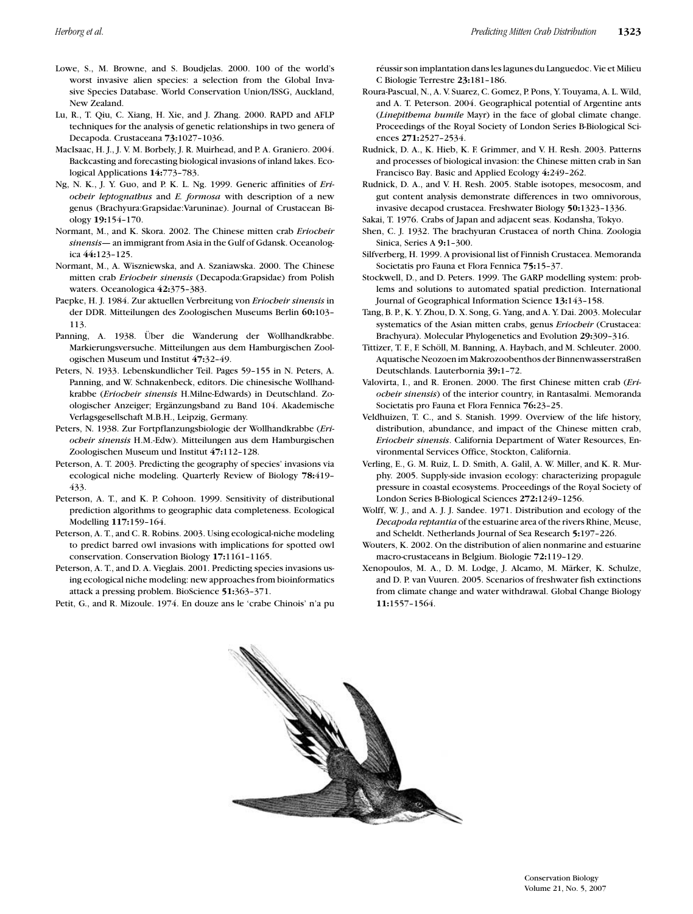Lowe, S., M. Browne, and S. Boudjelas. 2000. 100 of the world's worst invasive alien species: a selection from the Global Invasive Species Database. World Conservation Union/ISSG, Auckland, New Zealand.

Lu, R., T. Qiu, C. Xiang, H. Xie, and J. Zhang. 2000. RAPD and AFLP techniques for the analysis of genetic relationships in two genera of Decapoda. Crustaceana **73:**1027–1036.

MacIsaac, H. J., J. V. M. Borbely, J. R. Muirhead, and P. A. Graniero. 2004. Backcasting and forecasting biological invasions of inland lakes. Ecological Applications **14:**773–783.

Ng, N. K., J. Y. Guo, and P. K. L. Ng. 1999. Generic affinities of *Eriocheir leptognathus* and *E. formosa* with description of a new genus (Brachyura:Grapsidae:Varuninae). Journal of Crustacean Biology **19:**154–170.

Normant, M., and K. Skora. 2002. The Chinese mitten crab *Eriocheir sinensis*— an immigrant from Asia in the Gulf of Gdansk. Oceanologica **44:**123–125.

Normant, M., A. Wiszniewska, and A. Szaniawska. 2000. The Chinese mitten crab *Eriocheir sinensis* (Decapoda:Grapsidae) from Polish waters. Oceanologica **42:**375–383.

Paepke, H. J. 1984. Zur aktuellen Verbreitung von *Eriocheir sinensis* in der DDR. Mitteilungen des Zoologischen Museums Berlin **60:**103–113.

Panning, A. 1938. Über die Wanderung der Wollhandkrabbe. Markierungsversuche. Mitteilungen aus dem Hamburgischen Zoologischen Museum und Institut **47:**32–49.

Peters, N. 1933. Lebenskundlicher Teil. Pages 59–155 in N. Peters, A. Panning, and W. Schnakenbeck, editors. Die chinesische Wollhandkrabbe (*Eriocheir sinensis* H.Milne-Edwards) in Deutschland. Zoologischer Anzeiger; Ergänzungsband zu Band 104. Akademische Verlagsgesellschaft M.B.H., Leipzig, Germany.

Peters, N. 1938. Zur Fortpflanzungsbiologie der Wollhandkrabbe (*Eriocheir sinensis* H.M.-Edw). Mitteilungen aus dem Hamburgischen Zoologischen Museum und Institut **47:**112–128.

Peterson, A. T. 2003. Predicting the geography of species' invasions via ecological niche modeling. Quarterly Review of Biology **78:**419–433.

Peterson, A. T., and K. P. Cohoon. 1999. Sensitivity of distributional prediction algorithms to geographic data completeness. Ecological Modelling **117:**159–164.

Peterson, A. T., and C. R. Robins. 2003. Using ecological-niche modeling to predict barred owl invasions with implications for spotted owl conservation. Conservation Biology **17:**1161–1165.

Peterson, A. T., and D. A. Vieglais. 2001. Predicting species invasions using ecological niche modeling: new approaches from bioinformatics attack a pressing problem. BioScience **51:**363–371.

Petit, G., and R. Mizoule. 1974. En douze ans le 'crabe Chinois' n'a pu réussir son implantation dans les lagunes du Languedoc. Vie et Milieu C Biologie Terrestre **23:**181–186.

Roura-Pascual, N., A. V. Suarez, C. Gomez, P. Pons, Y. Touyama, A. L. Wild, and A. T. Peterson. 2004. Geographical potential of Argentine ants (*Linepithema humile* Mayr) in the face of global climate change. Proceedings of the Royal Society of London Series B-Biological Sciences **271:**2527–2534.

Rudnick, D. A., K. Hieb, K. F. Grimmer, and V. H. Resh. 2003. Patterns and processes of biological invasion: the Chinese mitten crab in San Francisco Bay. Basic and Applied Ecology **4:**249–262.

Rudnick, D. A., and V. H. Resh. 2005. Stable isotopes, mesocosm, and gut content analysis demonstrate differences in two omnivorous, invasive decapod crustacea. Freshwater Biology **50:**1323–1336.

Sakai, T. 1976. Crabs of Japan and adjacent seas. Kodansha, Tokyo.

Shen, C. J. 1932. The brachyuran Crustacea of north China. Zoologia Sinica, Series A **9:**1–300.

Silfverberg, H. 1999. A provisional list of Finnish Crustacea. Memoranda Societatis pro Fauna et Flora Fennica **75:**15–37.

Stockwell, D., and D. Peters. 1999. The GARP modelling system: problems and solutions to automated spatial prediction. International Journal of Geographical Information Science **13:**143–158.

Tang, B. P., K. Y. Zhou, D. X. Song, G. Yang, and A. Y. Dai. 2003. Molecular systematics of the Asian mitten crabs, genus *Eriocheir* (Crustacea: Brachyura). Molecular Phylogenetics and Evolution **29:**309–316.

Tittizer, T. F., F. Schöll, M. Banning, A. Haybach, and M. Schleuter. 2000. Aquatische Neozoen im Makrozoobenthos der Binnenwasserstraßen Deutschlands. Lauterbornia **39:**1–72.

Valovirta, I., and R. Eronen. 2000. The first Chinese mitten crab (*Eriocheir sinensis*) of the interior country, in Rantasalmi. Memoranda Societatis pro Fauna et Flora Fennica **76:**23–25.

Veldhuizen, T. C., and S. Stanish. 1999. Overview of the life history, distribution, abundance, and impact of the Chinese mitten crab, *Eriocheir sinensis*. California Department of Water Resources, Environmental Services Office, Stockton, California.

Verling, E., G. M. Ruiz, L. D. Smith, A. Galil, A. W. Miller, and K. R. Murphy. 2005. Supply-side invasion ecology: characterizing propagule pressure in coastal ecosystems. Proceedings of the Royal Society of London Series B-Biological Sciences **272:**1249–1256.

Wolff, W. J., and A. J. J. Sandee. 1971. Distribution and ecology of the *Decapoda reptantia* of the estuarine area of the rivers Rhine, Meuse, and Scheldt. Netherlands Journal of Sea Research **5:**197–226.

Wouters, K. 2002. On the distribution of alien nonmarine and estuarine macro-crustaceans in Belgium. Biologie **72:**119–129.

Xenopoulos, M. A., D. M. Lodge, J. Alcamo, M. Märker, K. Schulze, and D. P. van Vuuren. 2005. Scenarios of freshwater fish extinctions from climate change and water withdrawal. Global Change Biology **11:**1557–1564.